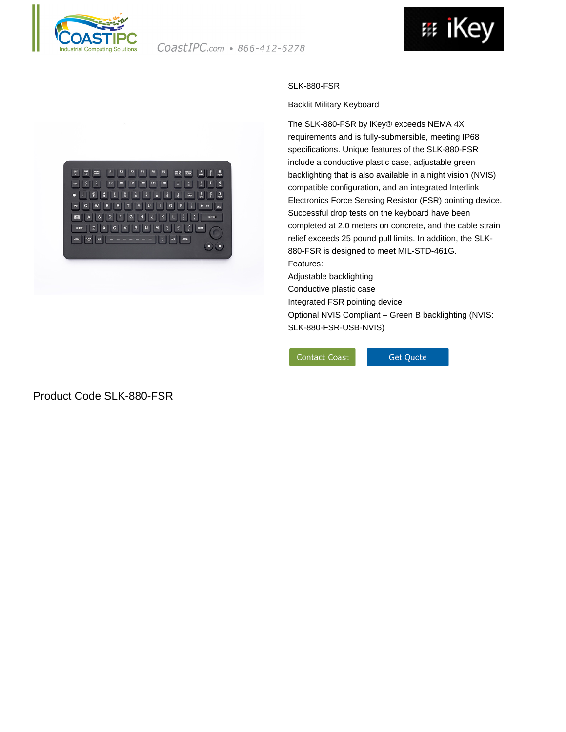CoastIPC.com • 866-412-6278

SLK-880-FSR

Backlit Military Keyboard

The SLK-880-FSR by iKey® exceeds NEMA 4X requirements and is fully-submersible, meeting IP68 specifications. Unique features of the SLK-880-FSR include a conductive plastic case, adjustable green backlighting that is also available in a night vision (NVIS) compatible configuration, and an integrated Interlink Electronics Force Sensing Resistor (FSR) pointing device. Successful drop tests on the keyboard have been completed at 2.0 meters on concrete, and the cable strain relief exceeds 25 pound pull limits. In addition, the SLK-880-FSR is designed to meet MIL-STD-461G.

Features:

- Adjustable backlighting
- Conductive plastic case
- Integrated FSR pointing device
- Optional NVIS Compliant – Green B backlighting (NVIS: SLK-880-FSR-USB-NVIS)

Contact Coast | Get Quote

## Product Code SLK-880-FSR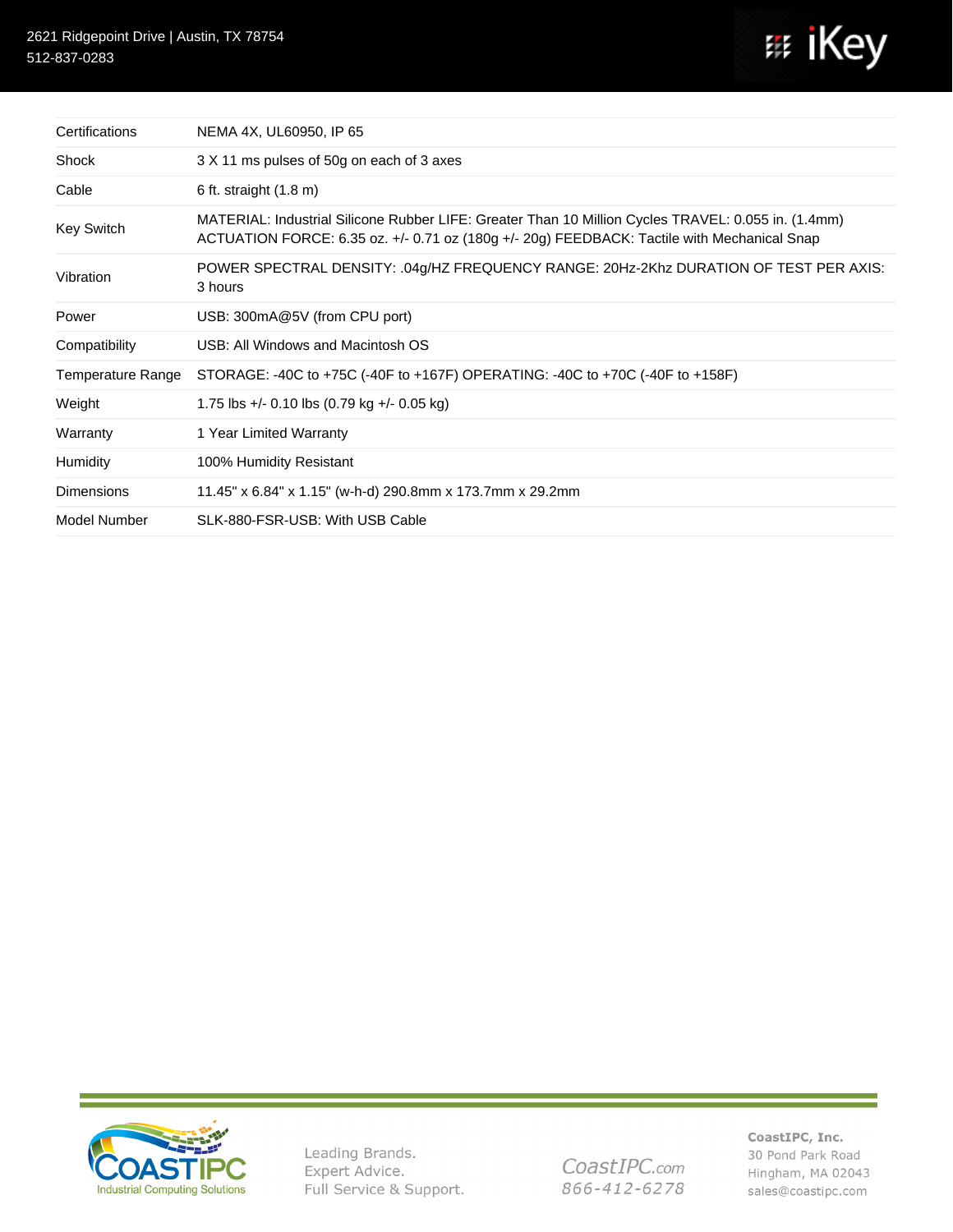| | |
|---|---|
| Certifications | NEMA 4X, UL60950, IP 65 |
| Shock | 3 X 11 ms pulses of 50g on each of 3 axes |
| Cable | 6 ft. straight (1.8 m) |
| Key Switch | MATERIAL: Industrial Silicone Rubber LIFE: Greater Than 10 Million Cycles TRAVEL: 0.055 in. (1.4mm) ACTUATION FORCE: 6.35 oz. +/- 0.71 oz (180g +/- 20g) FEEDBACK: Tactile with Mechanical Snap |
| Vibration | POWER SPECTRAL DENSITY: .04g/HZ FREQUENCY RANGE: 20Hz-2Khz DURATION OF TEST PER AXIS: 3 hours |
| Power | USB: 300mA@5V (from CPU port) |
| Compatibility | USB: All Windows and Macintosh OS |
| Temperature Range | STORAGE: -40C to +75C (-40F to +167F) OPERATING: -40C to +70C (-40F to +158F) |
| Weight | 1.75 lbs +/- 0.10 lbs (0.79 kg +/- 0.05 kg) |
| Warranty | 1 Year Limited Warranty |
| Humidity | 100% Humidity Resistant |
| Dimensions | 11.45" x 6.84" x 1.15" (w-h-d) 290.8mm x 173.7mm x 29.2mm |
| Model Number | SLK-880-FSR-USB: With USB Cable |